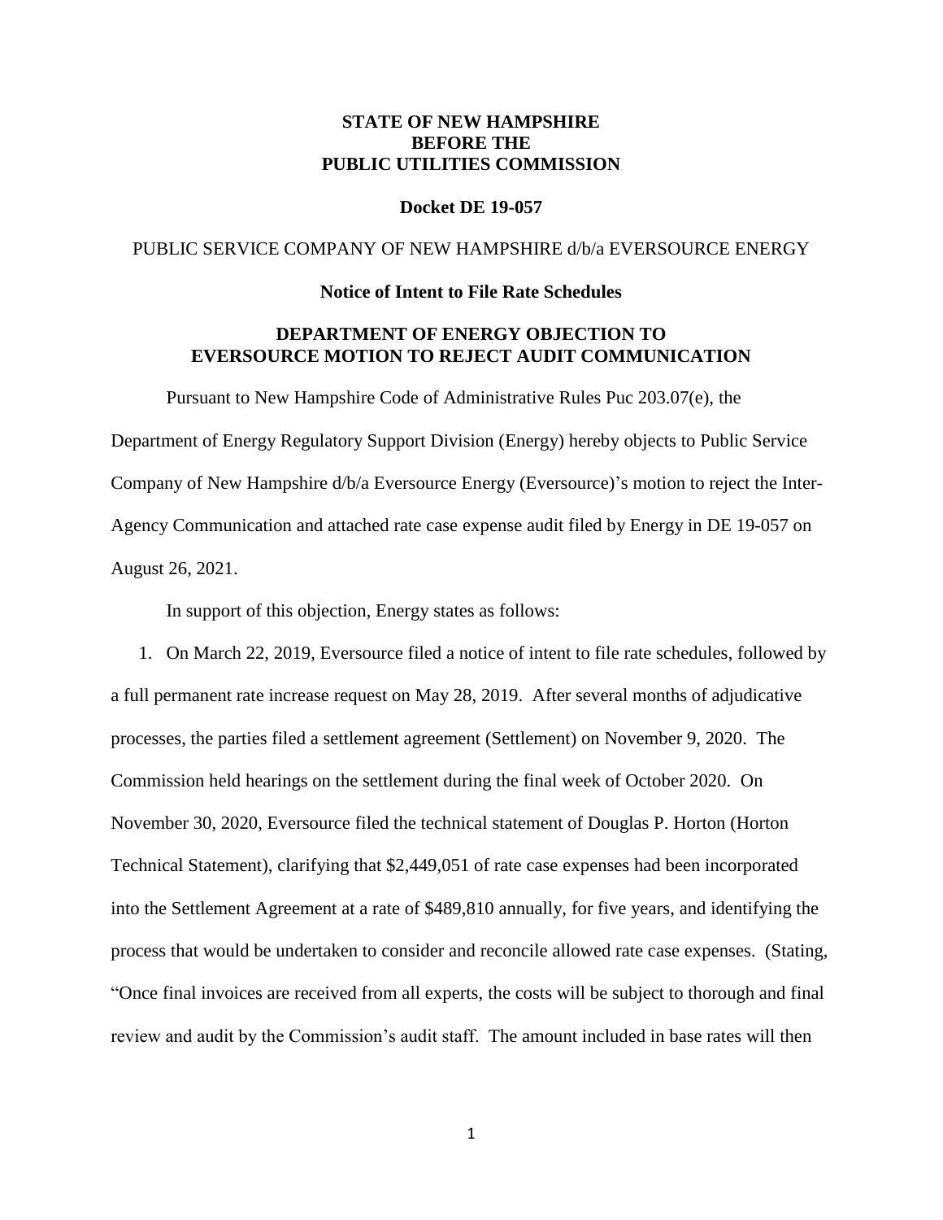**STATE OF NEW HAMPSHIRE**
**BEFORE THE**
**PUBLIC UTILITIES COMMISSION**

**Docket DE 19-057**

PUBLIC SERVICE COMPANY OF NEW HAMPSHIRE d/b/a EVERSOURCE ENERGY

**Notice of Intent to File Rate Schedules**

**DEPARTMENT OF ENERGY OBJECTION TO EVERSOURCE MOTION TO REJECT AUDIT COMMUNICATION**

Pursuant to New Hampshire Code of Administrative Rules Puc 203.07(e), the Department of Energy Regulatory Support Division (Energy) hereby objects to Public Service Company of New Hampshire d/b/a Eversource Energy (Eversource)'s motion to reject the Inter-Agency Communication and attached rate case expense audit filed by Energy in DE 19-057 on August 26, 2021.

In support of this objection, Energy states as follows:

1. On March 22, 2019, Eversource filed a notice of intent to file rate schedules, followed by a full permanent rate increase request on May 28, 2019. After several months of adjudicative processes, the parties filed a settlement agreement (Settlement) on November 9, 2020. The Commission held hearings on the settlement during the final week of October 2020. On November 30, 2020, Eversource filed the technical statement of Douglas P. Horton (Horton Technical Statement), clarifying that $2,449,051 of rate case expenses had been incorporated into the Settlement Agreement at a rate of $489,810 annually, for five years, and identifying the process that would be undertaken to consider and reconcile allowed rate case expenses. (Stating, "Once final invoices are received from all experts, the costs will be subject to thorough and final review and audit by the Commission's audit staff. The amount included in base rates will then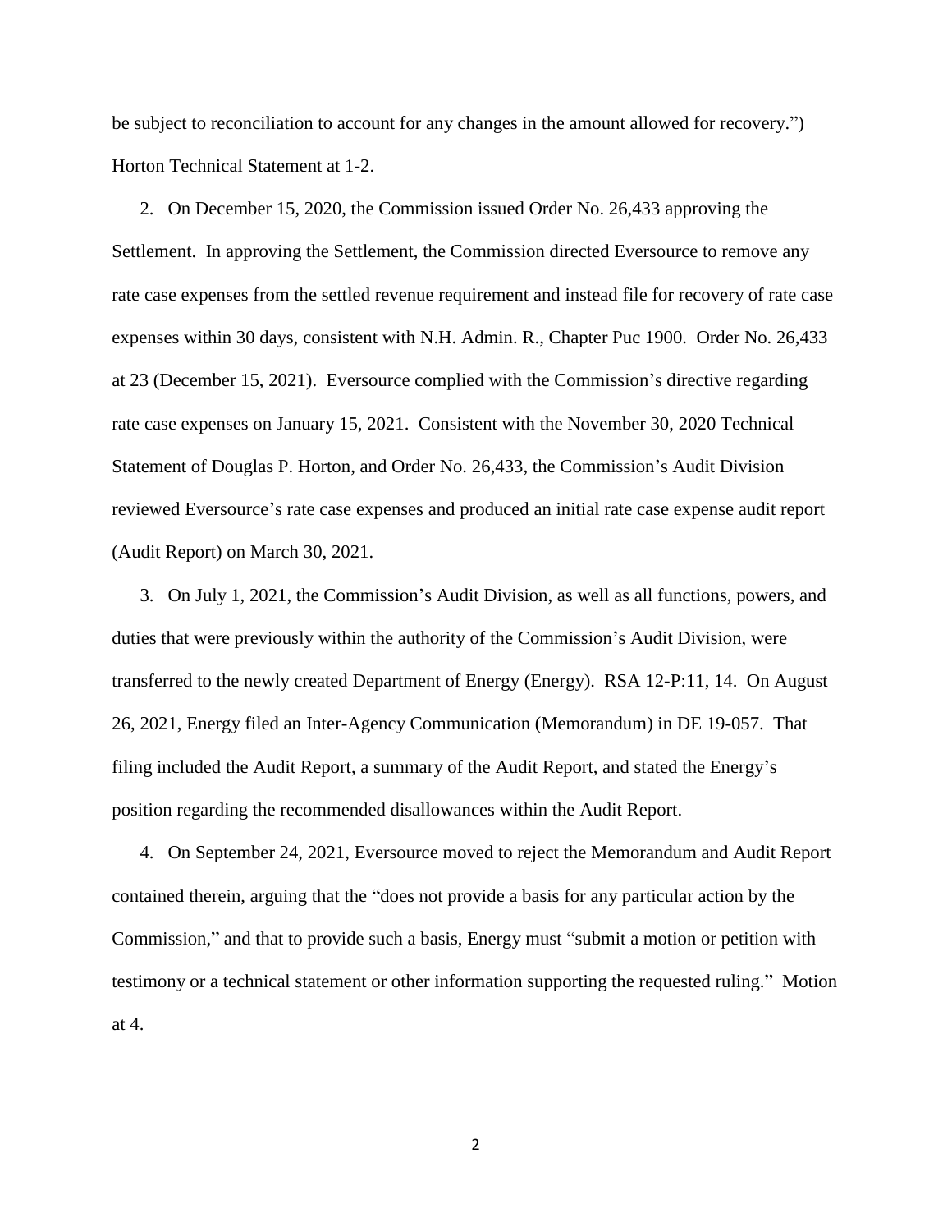be subject to reconciliation to account for any changes in the amount allowed for recovery.") Horton Technical Statement at 1-2.

2. On December 15, 2020, the Commission issued Order No. 26,433 approving the Settlement. In approving the Settlement, the Commission directed Eversource to remove any rate case expenses from the settled revenue requirement and instead file for recovery of rate case expenses within 30 days, consistent with N.H. Admin. R., Chapter Puc 1900. Order No. 26,433 at 23 (December 15, 2021). Eversource complied with the Commission's directive regarding rate case expenses on January 15, 2021. Consistent with the November 30, 2020 Technical Statement of Douglas P. Horton, and Order No. 26,433, the Commission's Audit Division reviewed Eversource's rate case expenses and produced an initial rate case expense audit report (Audit Report) on March 30, 2021.

3. On July 1, 2021, the Commission's Audit Division, as well as all functions, powers, and duties that were previously within the authority of the Commission's Audit Division, were transferred to the newly created Department of Energy (Energy). RSA 12-P:11, 14. On August 26, 2021, Energy filed an Inter-Agency Communication (Memorandum) in DE 19-057. That filing included the Audit Report, a summary of the Audit Report, and stated the Energy's position regarding the recommended disallowances within the Audit Report.

4. On September 24, 2021, Eversource moved to reject the Memorandum and Audit Report contained therein, arguing that the "does not provide a basis for any particular action by the Commission," and that to provide such a basis, Energy must "submit a motion or petition with testimony or a technical statement or other information supporting the requested ruling." Motion at 4.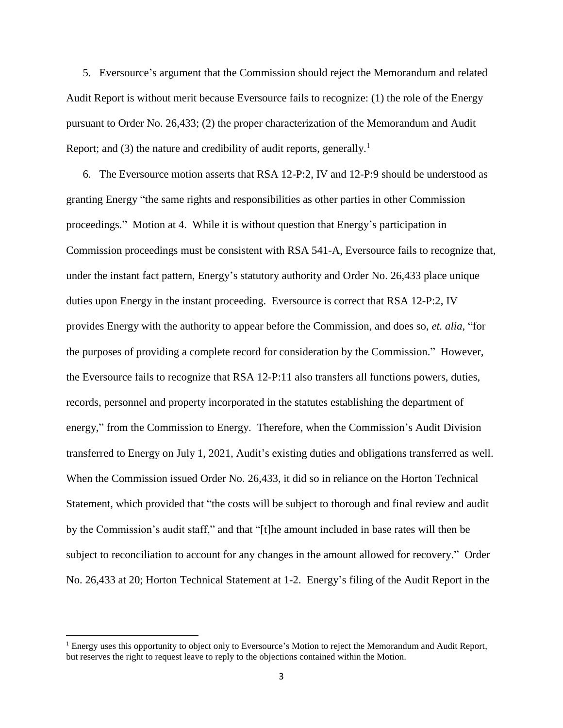5. Eversource's argument that the Commission should reject the Memorandum and related Audit Report is without merit because Eversource fails to recognize: (1) the role of the Energy pursuant to Order No. 26,433; (2) the proper characterization of the Memorandum and Audit Report; and (3) the nature and credibility of audit reports, generally.[1]

6. The Eversource motion asserts that RSA 12-P:2, IV and 12-P:9 should be understood as granting Energy "the same rights and responsibilities as other parties in other Commission proceedings." Motion at 4. While it is without question that Energy's participation in Commission proceedings must be consistent with RSA 541-A, Eversource fails to recognize that, under the instant fact pattern, Energy's statutory authority and Order No. 26,433 place unique duties upon Energy in the instant proceeding. Eversource is correct that RSA 12-P:2, IV provides Energy with the authority to appear before the Commission, and does so, *et. alia*, "for the purposes of providing a complete record for consideration by the Commission." However, the Eversource fails to recognize that RSA 12-P:11 also transfers all functions powers, duties, records, personnel and property incorporated in the statutes establishing the department of energy," from the Commission to Energy. Therefore, when the Commission's Audit Division transferred to Energy on July 1, 2021, Audit's existing duties and obligations transferred as well. When the Commission issued Order No. 26,433, it did so in reliance on the Horton Technical Statement, which provided that "the costs will be subject to thorough and final review and audit by the Commission's audit staff," and that "[t]he amount included in base rates will then be subject to reconciliation to account for any changes in the amount allowed for recovery." Order No. 26,433 at 20; Horton Technical Statement at 1-2. Energy's filing of the Audit Report in the

[1] Energy uses this opportunity to object only to Eversource's Motion to reject the Memorandum and Audit Report, but reserves the right to request leave to reply to the objections contained within the Motion.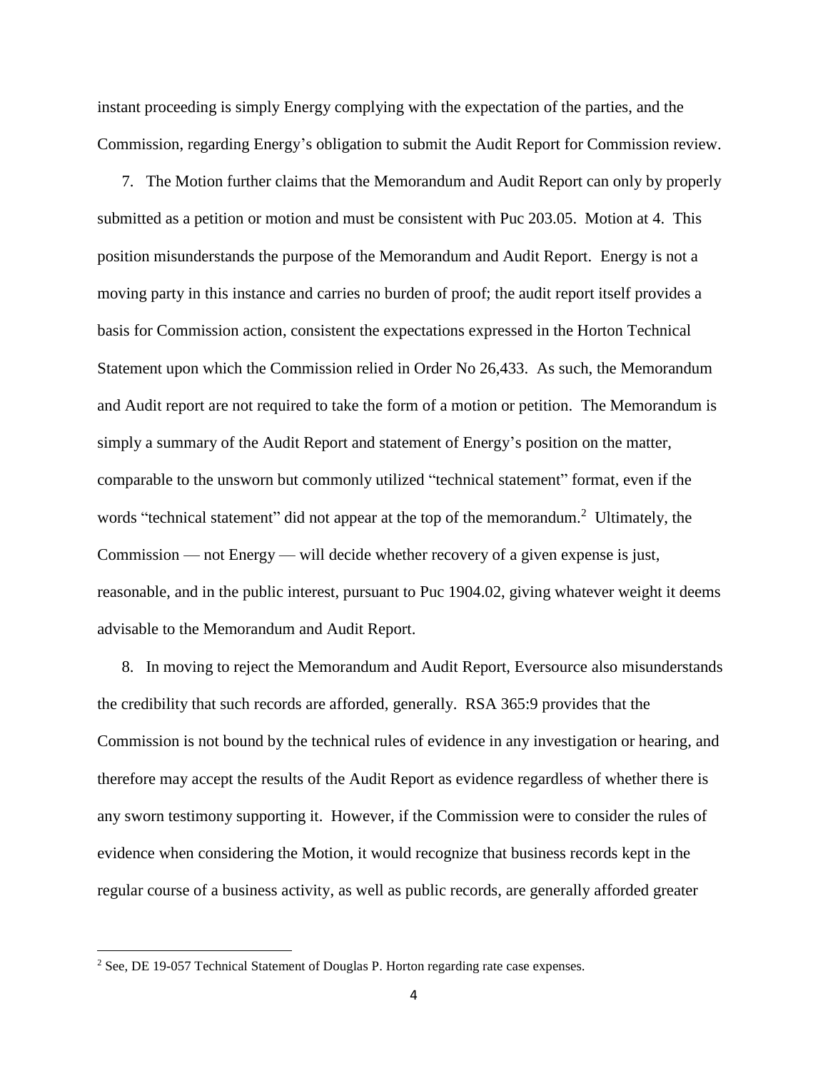instant proceeding is simply Energy complying with the expectation of the parties, and the Commission, regarding Energy's obligation to submit the Audit Report for Commission review.

7. The Motion further claims that the Memorandum and Audit Report can only by properly submitted as a petition or motion and must be consistent with Puc 203.05. Motion at 4. This position misunderstands the purpose of the Memorandum and Audit Report. Energy is not a moving party in this instance and carries no burden of proof; the audit report itself provides a basis for Commission action, consistent the expectations expressed in the Horton Technical Statement upon which the Commission relied in Order No 26,433. As such, the Memorandum and Audit report are not required to take the form of a motion or petition. The Memorandum is simply a summary of the Audit Report and statement of Energy's position on the matter, comparable to the unsworn but commonly utilized "technical statement" format, even if the words "technical statement" did not appear at the top of the memorandum.[2] Ultimately, the Commission — not Energy — will decide whether recovery of a given expense is just, reasonable, and in the public interest, pursuant to Puc 1904.02, giving whatever weight it deems advisable to the Memorandum and Audit Report.

8. In moving to reject the Memorandum and Audit Report, Eversource also misunderstands the credibility that such records are afforded, generally. RSA 365:9 provides that the Commission is not bound by the technical rules of evidence in any investigation or hearing, and therefore may accept the results of the Audit Report as evidence regardless of whether there is any sworn testimony supporting it. However, if the Commission were to consider the rules of evidence when considering the Motion, it would recognize that business records kept in the regular course of a business activity, as well as public records, are generally afforded greater

[2] See, DE 19-057 Technical Statement of Douglas P. Horton regarding rate case expenses.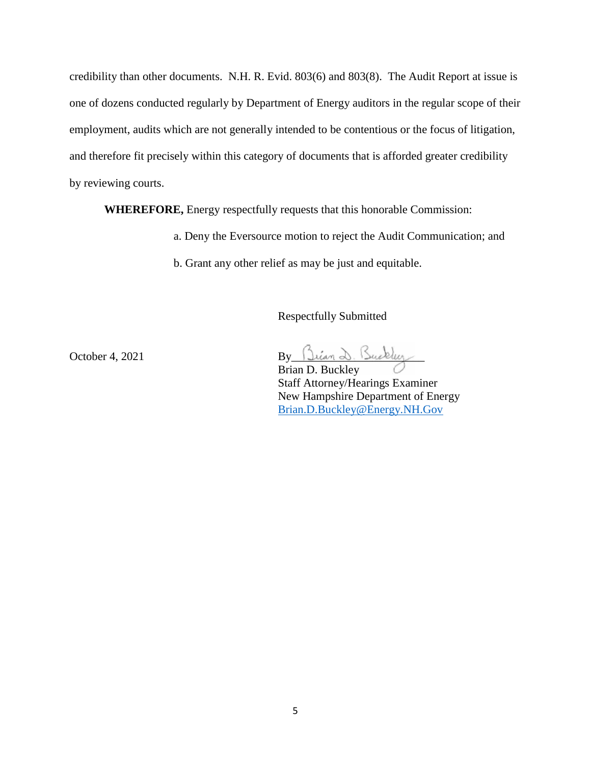credibility than other documents. N.H. R. Evid. 803(6) and 803(8). The Audit Report at issue is one of dozens conducted regularly by Department of Energy auditors in the regular scope of their employment, audits which are not generally intended to be contentious or the focus of litigation, and therefore fit precisely within this category of documents that is afforded greater credibility by reviewing courts.

**WHEREFORE,** Energy respectfully requests that this honorable Commission:

a. Deny the Eversource motion to reject the Audit Communication; and

b. Grant any other relief as may be just and equitable.

Respectfully Submitted

October 4, 2021

By Brian D. Buckley  
Brian D. Buckley  
Staff Attorney/Hearings Examiner  
New Hampshire Department of Energy  
Brian.D.Buckley@Energy.NH.Gov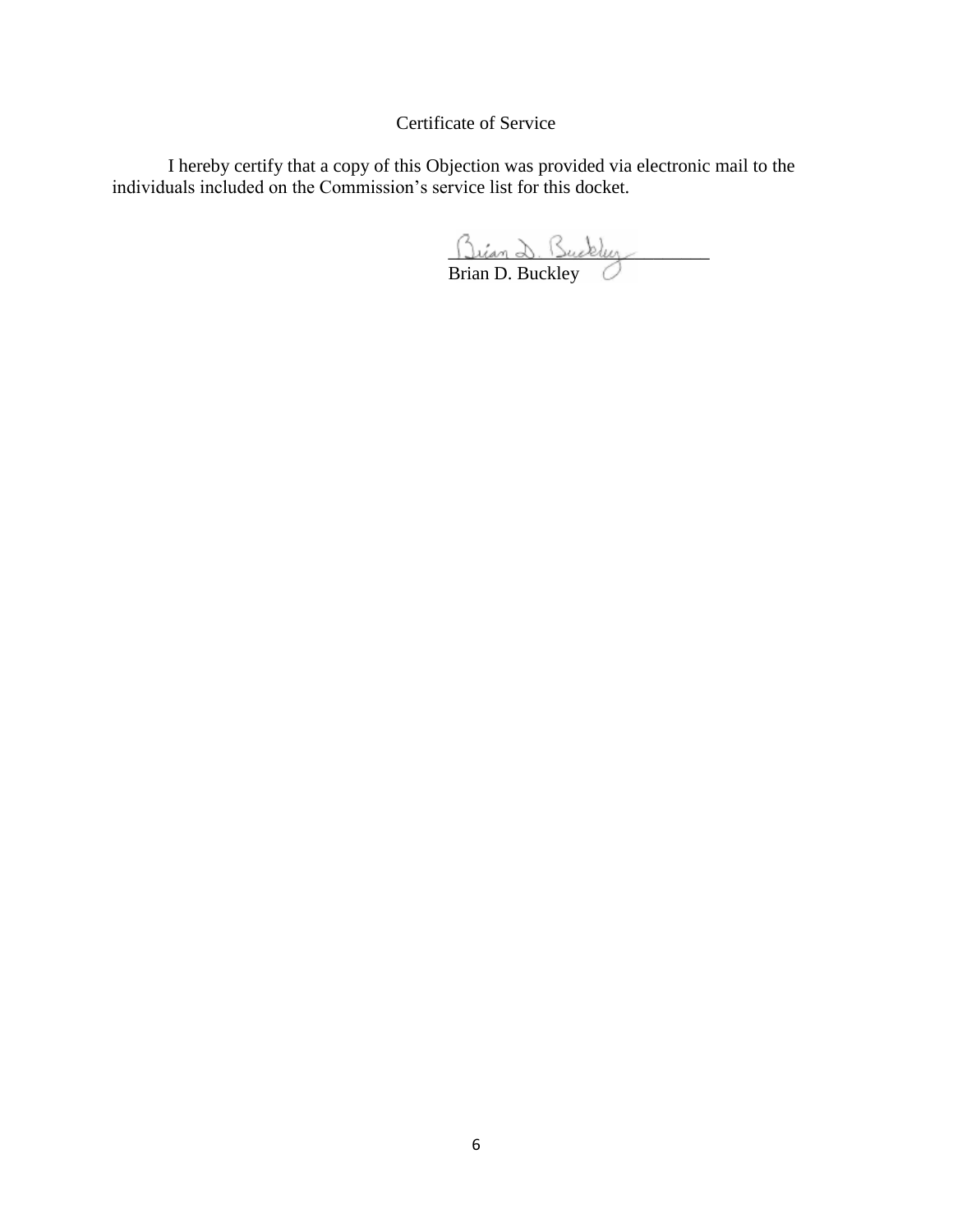## Certificate of Service

I hereby certify that a copy of this Objection was provided via electronic mail to the individuals included on the Commission's service list for this docket.

Brian D. Buckley